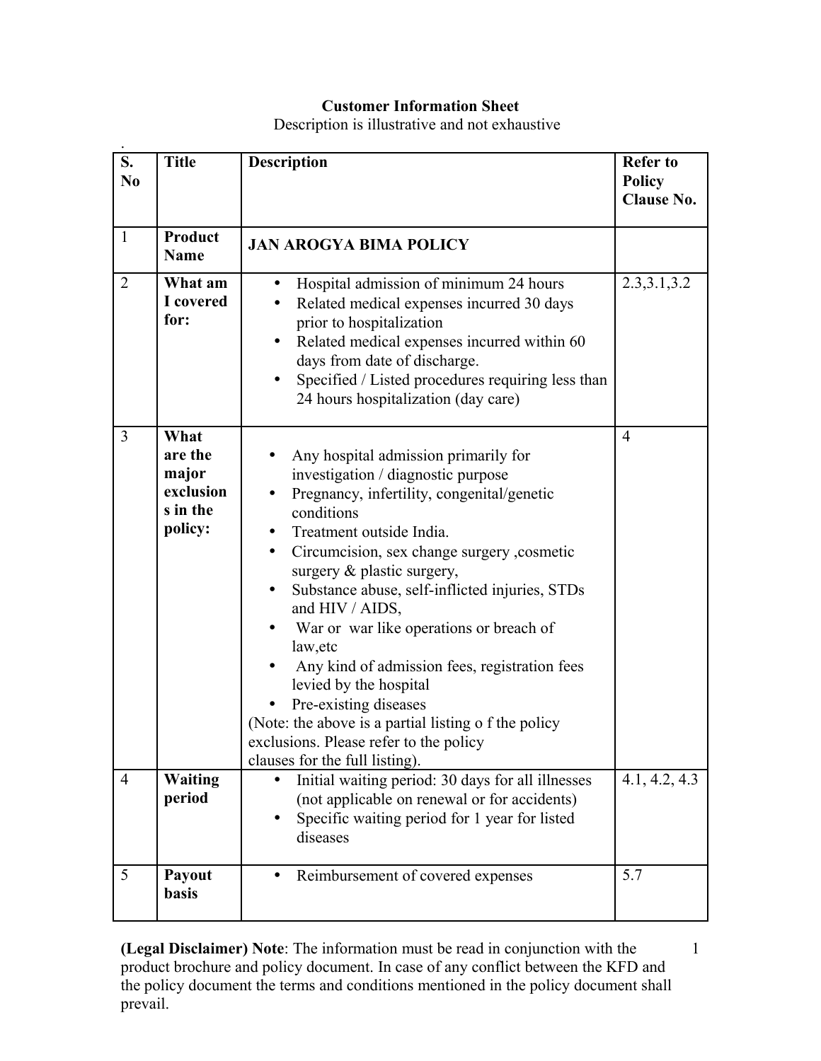**Customer Information Sheet**

Description is illustrative and not exhaustive

| S. No | Title | Description | Refer to Policy Clause No. |
|---|---|---|---|
| 1 | **Product Name** | **JAN AROGYA BIMA POLICY** | |
| 2 | **What am I covered for:** | • Hospital admission of minimum 24 hours<br>• Related medical expenses incurred 30 days prior to hospitalization<br>• Related medical expenses incurred within 60 days from date of discharge.<br>• Specified / Listed procedures requiring less than 24 hours hospitalization (day care) | 2.3,3.1,3.2 |
| 3 | **What are the major exclusions in the policy:** | • Any hospital admission primarily for investigation / diagnostic purpose<br>• Pregnancy, infertility, congenital/genetic conditions<br>• Treatment outside India.<br>• Circumcision, sex change surgery ,cosmetic surgery & plastic surgery,<br>• Substance abuse, self-inflicted injuries, STDs and HIV / AIDS,<br>• War or war like operations or breach of law,etc<br>• Any kind of admission fees, registration fees levied by the hospital<br>• Pre-existing diseases<br>(Note: the above is a partial listing o f the policy exclusions. Please refer to the policy clauses for the full listing). | 4 |
| 4 | **Waiting period** | • Initial waiting period: 30 days for all illnesses (not applicable on renewal or for accidents)<br>• Specific waiting period for 1 year for listed diseases | 4.1, 4.2, 4.3 |
| 5 | **Payout basis** | • Reimbursement of covered expenses | 5.7 |

**(Legal Disclaimer) Note**: The information must be read in conjunction with the product brochure and policy document. In case of any conflict between the KFD and the policy document the terms and conditions mentioned in the policy document shall prevail.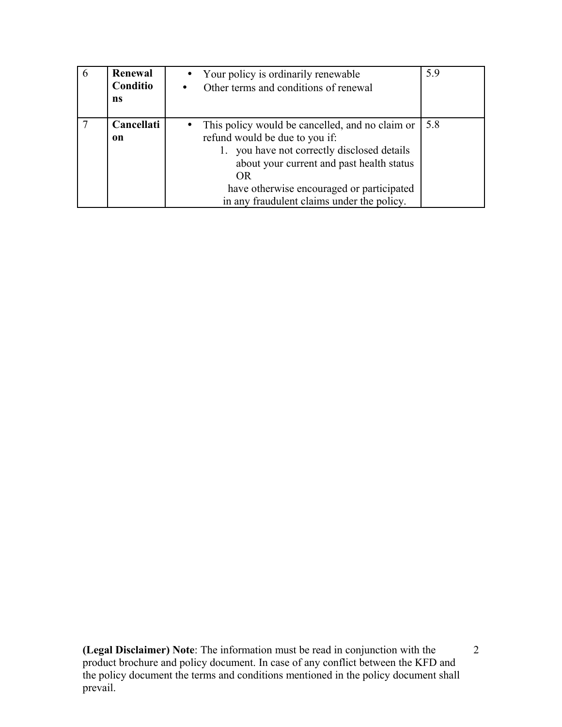| | | | |
|---|---|---|---|
| 6 | **Renewal Conditions** | • Your policy is ordinarily renewable<br>• Other terms and conditions of renewal | 5.9 |
| 7 | **Cancellation** | • This policy would be cancelled, and no claim or refund would be due to you if:<br>1. you have not correctly disclosed details about your current and past health status OR<br>have otherwise encouraged or participated in any fraudulent claims under the policy. | 5.8 |

**(Legal Disclaimer) Note**: The information must be read in conjunction with the product brochure and policy document. In case of any conflict between the KFD and the policy document the terms and conditions mentioned in the policy document shall prevail.